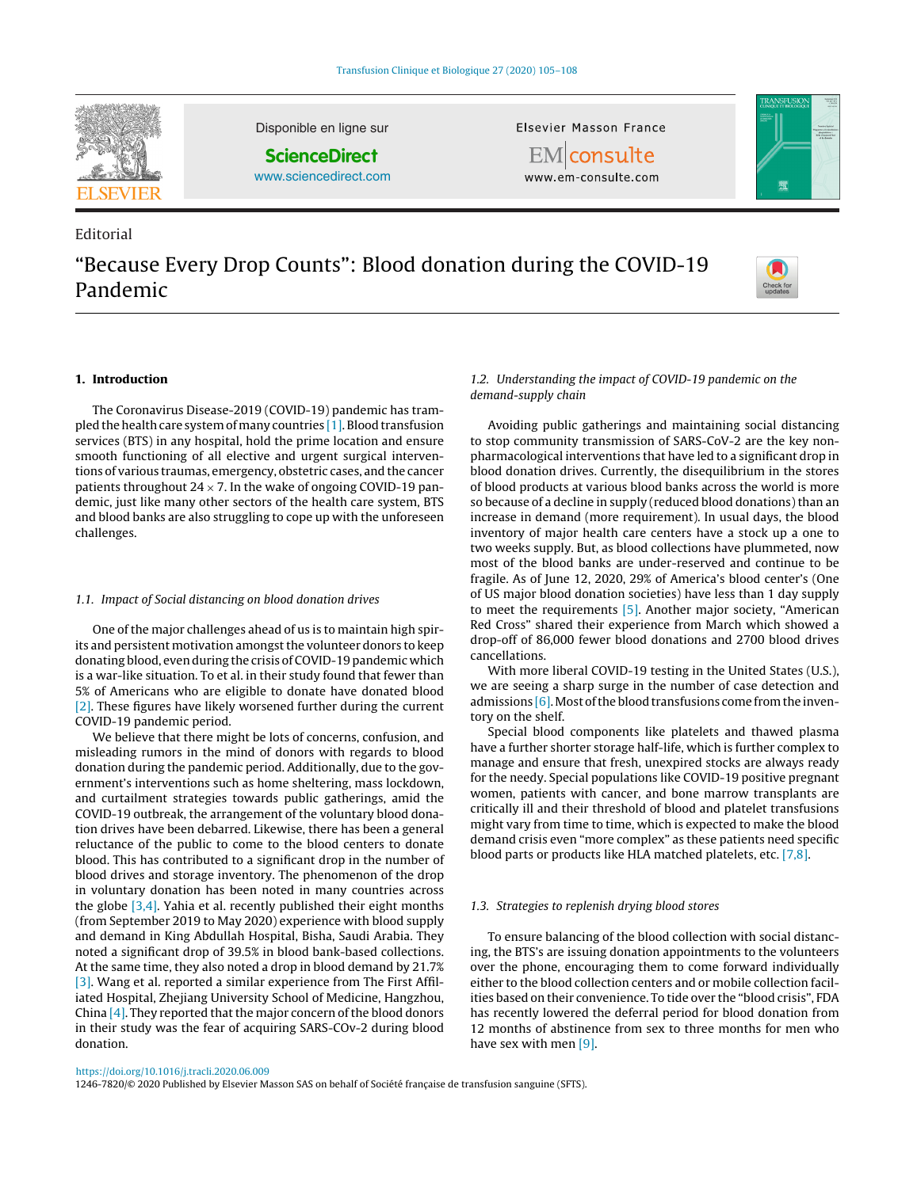Editorial

# "Because Every Drop Counts": Blood donation during the COVID-19 Pandemic

## 1. Introduction

The Coronavirus Disease-2019 (COVID-19) pandemic has trampled the health care system of many countries [1]. Blood transfusion services (BTS) in any hospital, hold the prime location and ensure smooth functioning of all elective and urgent surgical interventions of various traumas, emergency, obstetric cases, and the cancer patients throughout 24 × 7. In the wake of ongoing COVID-19 pandemic, just like many other sectors of the health care system, BTS and blood banks are also struggling to cope up with the unforeseen challenges.

### 1.1. Impact of Social distancing on blood donation drives

One of the major challenges ahead of us is to maintain high spirits and persistent motivation amongst the volunteer donors to keep donating blood, even during the crisis of COVID-19 pandemic which is a war-like situation. To et al. in their study found that fewer than 5% of Americans who are eligible to donate have donated blood [2]. These figures have likely worsened further during the current COVID-19 pandemic period.

We believe that there might be lots of concerns, confusion, and misleading rumors in the mind of donors with regards to blood donation during the pandemic period. Additionally, due to the government's interventions such as home sheltering, mass lockdown, and curtailment strategies towards public gatherings, amid the COVID-19 outbreak, the arrangement of the voluntary blood donation drives have been debarred. Likewise, there has been a general reluctance of the public to come to the blood centers to donate blood. This has contributed to a significant drop in the number of blood drives and storage inventory. The phenomenon of the drop in voluntary donation has been noted in many countries across the globe [3,4]. Yahia et al. recently published their eight months (from September 2019 to May 2020) experience with blood supply and demand in King Abdullah Hospital, Bisha, Saudi Arabia. They noted a significant drop of 39.5% in blood bank-based collections. At the same time, they also noted a drop in blood demand by 21.7% [3]. Wang et al. reported a similar experience from The First Affiliated Hospital, Zhejiang University School of Medicine, Hangzhou, China [4]. They reported that the major concern of the blood donors in their study was the fear of acquiring SARS-COv-2 during blood donation.

### 1.2. Understanding the impact of COVID-19 pandemic on the demand-supply chain

Avoiding public gatherings and maintaining social distancing to stop community transmission of SARS-CoV-2 are the key non-pharmacological interventions that have led to a significant drop in blood donation drives. Currently, the disequilibrium in the stores of blood products at various blood banks across the world is more so because of a decline in supply (reduced blood donations) than an increase in demand (more requirement). In usual days, the blood inventory of major health care centers have a stock up a one to two weeks supply. But, as blood collections have plummeted, now most of the blood banks are under-reserved and continue to be fragile. As of June 12, 2020, 29% of America's blood center's (One of US major blood donation societies) have less than 1 day supply to meet the requirements [5]. Another major society, "American Red Cross" shared their experience from March which showed a drop-off of 86,000 fewer blood donations and 2700 blood drives cancellations.

With more liberal COVID-19 testing in the United States (U.S.), we are seeing a sharp surge in the number of case detection and admissions [6]. Most of the blood transfusions come from the inventory on the shelf.

Special blood components like platelets and thawed plasma have a further shorter storage half-life, which is further complex to manage and ensure that fresh, unexpired stocks are always ready for the needy. Special populations like COVID-19 positive pregnant women, patients with cancer, and bone marrow transplants are critically ill and their threshold of blood and platelet transfusions might vary from time to time, which is expected to make the blood demand crisis even "more complex" as these patients need specific blood parts or products like HLA matched platelets, etc. [7,8].

### 1.3. Strategies to replenish drying blood stores

To ensure balancing of the blood collection with social distancing, the BTS's are issuing donation appointments to the volunteers over the phone, encouraging them to come forward individually either to the blood collection centers and or mobile collection facilities based on their convenience. To tide over the "blood crisis", FDA has recently lowered the deferral period for blood donation from 12 months of abstinence from sex to three months for men who have sex with men [9].

https://doi.org/10.1016/j.tracli.2020.06.009
1246-7820/© 2020 Published by Elsevier Masson SAS on behalf of Société française de transfusion sanguine (SFTS).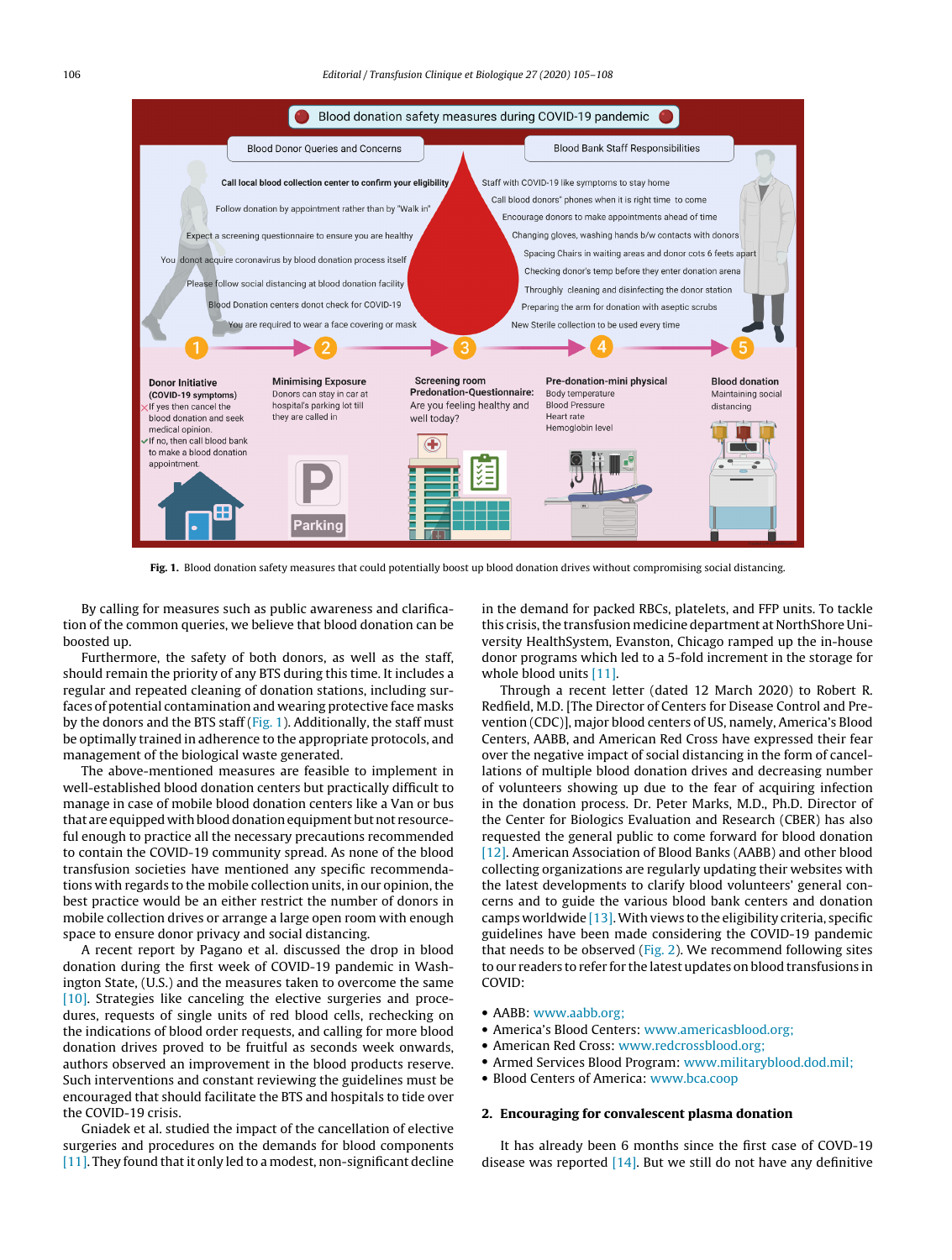**Fig. 1.** Blood donation safety measures that could potentially boost up blood donation drives without compromising social distancing.

By calling for measures such as public awareness and clarification of the common queries, we believe that blood donation can be boosted up.

Furthermore, the safety of both donors, as well as the staff, should remain the priority of any BTS during this time. It includes a regular and repeated cleaning of donation stations, including surfaces of potential contamination and wearing protective face masks by the donors and the BTS staff (Fig. 1). Additionally, the staff must be optimally trained in adherence to the appropriate protocols, and management of the biological waste generated.

The above-mentioned measures are feasible to implement in well-established blood donation centers but practically difficult to manage in case of mobile blood donation centers like a Van or bus that are equipped with blood donation equipment but not resourceful enough to practice all the necessary precautions recommended to contain the COVID-19 community spread. As none of the blood transfusion societies have mentioned any specific recommendations with regards to the mobile collection units, in our opinion, the best practice would be to either restrict the number of donors in mobile collection drives or arrange a large open room with enough space to ensure donor privacy and social distancing.

A recent report by Pagano et al. discussed the drop in blood donation during the first week of COVID-19 pandemic in Washington State, (U.S.) and the measures taken to overcome the same [10]. Strategies like canceling the elective surgeries and procedures, requests of single units of red blood cells, rechecking on the indications of blood order requests, and calling for more blood donation drives proved to be fruitful as seconds week onwards, authors observed an improvement in the blood products reserve. Such interventions and constant reviewing the guidelines must be encouraged that should facilitate the BTS and hospitals to tide over the COVID-19 crisis.

Gniadek et al. studied the impact of the cancellation of elective surgeries and procedures on the demands for blood components [11]. They found that it only led to a modest, non-significant decline in the demand for packed RBCs, platelets, and FFP units. To tackle this crisis, the transfusion medicine department at NorthShore University HealthSystem, Evanston, Chicago ramped up the in-house donor programs which led to a 5-fold increment in the storage for whole blood units [11].

Through a recent letter (dated 12 March 2020) to Robert R. Redfield, M.D. [The Director of Centers for Disease Control and Prevention (CDC)], major blood centers of US, namely, America's Blood Centers, AABB, and American Red Cross have expressed their fear over the negative impact of social distancing in the form of cancellations of multiple blood donation drives and decreasing number of volunteers showing up due to the fear of acquiring infection in the donation process. Dr. Peter Marks, M.D., Ph.D. Director of the Center for Biologics Evaluation and Research (CBER) has also requested the general public to come forward for blood donation [12]. American Association of Blood Banks (AABB) and other blood collecting organizations are regularly updating their websites with the latest developments to clarify blood volunteers' general concerns and to guide the various blood bank centers and donation camps worldwide [13]. With views to the eligibility criteria, specific guidelines have been made considering the COVID-19 pandemic that needs to be observed (Fig. 2). We recommend following sites to our readers to refer for the latest updates on blood transfusions in COVID:

- AABB: www.aabb.org;
- America's Blood Centers: www.americasblood.org;
- American Red Cross: www.redcrossblood.org;
- Armed Services Blood Program: www.militaryblood.dod.mil;
- Blood Centers of America: www.bca.coop

## 2. Encouraging for convalescent plasma donation

It has already been 6 months since the first case of COVID-19 disease was reported [14]. But we still do not have any definitive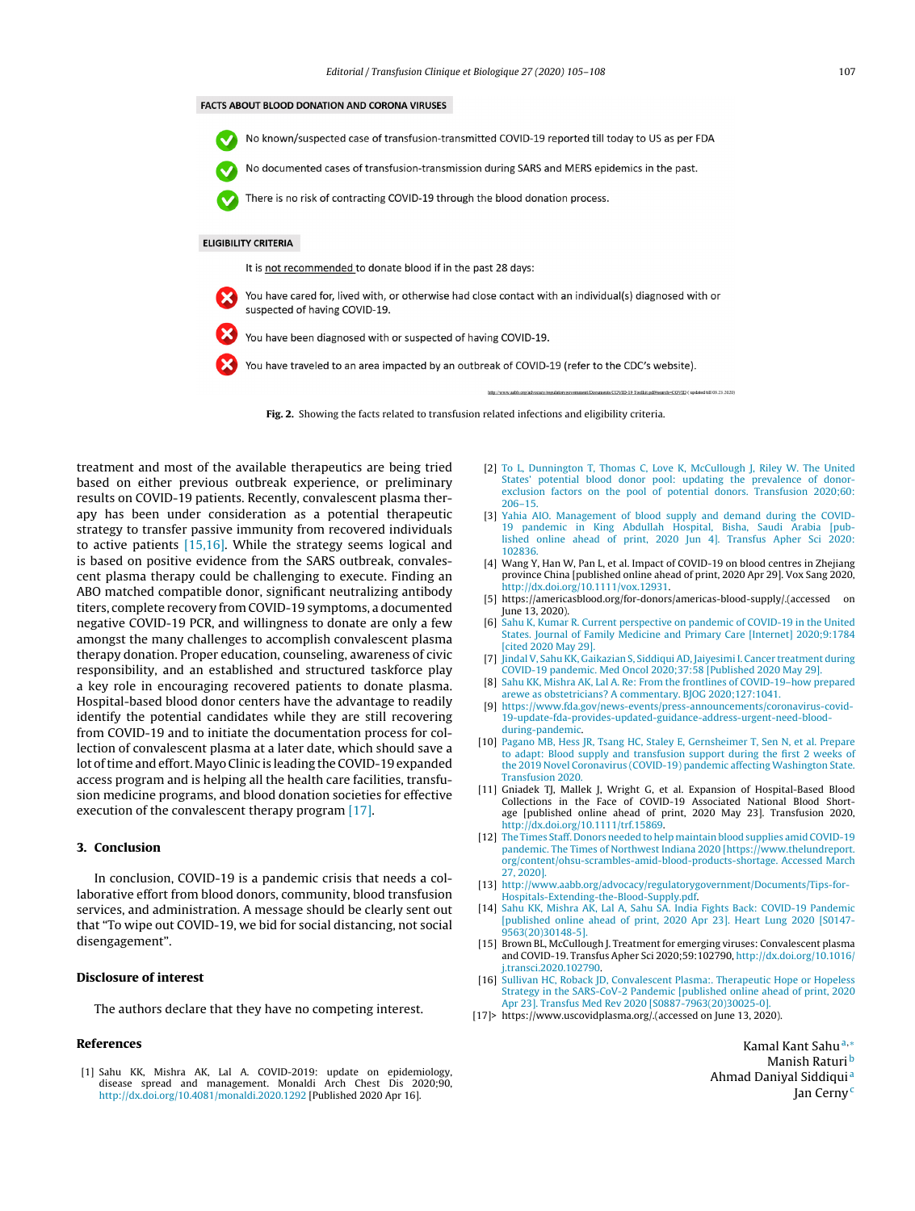**FACTS ABOUT BLOOD DONATION AND CORONA VIRUSES**

- No known/suspected case of transfusion-transmitted COVID-19 reported till today to US as per FDA
- No documented cases of transfusion-transmission during SARS and MERS epidemics in the past.
- There is no risk of contracting COVID-19 through the blood donation process.

**ELIGIBILITY CRITERIA**

It is not recommended to donate blood if in the past 28 days:

- You have cared for, lived with, or otherwise had close contact with an individual(s) diagnosed with or suspected of having COVID-19.
- You have been diagnosed with or suspected of having COVID-19.
- You have traveled to an area impacted by an outbreak of COVID-19 (refer to the CDC's website).

http://www.aabb.org/advocacy/regulatorygovernment/Documents/COVID-19-Toolkit.pdf#search=COVID ( updated till 03.23.2020)

**Fig. 2.** Showing the facts related to transfusion related infections and eligibility criteria.

treatment and most of the available therapeutics are being tried based on either previous outbreak experience, or preliminary results on COVID-19 patients. Recently, convalescent plasma therapy has been under consideration as a potential therapeutic strategy to transfer passive immunity from recovered individuals to active patients [15,16]. While the strategy seems logical and is based on positive evidence from the SARS outbreak, convalescent plasma therapy could be challenging to execute. Finding an ABO matched compatible donor, significant neutralizing antibody titers, complete recovery from COVID-19 symptoms, a documented negative COVID-19 PCR, and willingness to donate are only a few amongst the many challenges to accomplish convalescent plasma therapy donation. Proper education, counseling, awareness of civic responsibility, and an established and structured taskforce play a key role in encouraging recovered patients to donate plasma. Hospital-based blood donor centers have the advantage to readily identify the potential candidates while they are still recovering from COVID-19 and to initiate the documentation process for collection of convalescent plasma at a later date, which should save a lot of time and effort. Mayo Clinic is leading the COVID-19 expanded access program and is helping all the health care facilities, transfusion medicine programs, and blood donation societies for effective execution of the convalescent therapy program [17].

## 3. Conclusion

In conclusion, COVID-19 is a pandemic crisis that needs a collaborative effort from blood donors, community, blood transfusion services, and administration. A message should be clearly sent out that "To wipe out COVID-19, we bid for social distancing, not social disengagement".

## Disclosure of interest

The authors declare that they have no competing interest.

## References

[1] Sahu KK, Mishra AK, Lal A. COVID-2019: update on epidemiology, disease spread and management. Monaldi Arch Chest Dis 2020;90, http://dx.doi.org/10.4081/monaldi.2020.1292 [Published 2020 Apr 16].

[2] To L, Dunnington T, Thomas C, Love K, McCullough J, Riley W. The United States' potential blood donor pool: updating the prevalence of donor-exclusion factors on the pool of potential donors. Transfusion 2020;60: 206–15.

[3] Yahia AIO. Management of blood supply and demand during the COVID-19 pandemic in King Abdullah Hospital, Bisha, Saudi Arabia [published online ahead of print, 2020 Jun 4]. Transfus Apher Sci 2020: 102836.

[4] Wang Y, Han W, Pan L, et al. Impact of COVID-19 on blood centres in Zhejiang province China [published online ahead of print, 2020 Apr 29]. Vox Sang 2020, http://dx.doi.org/10.1111/vox.12931.

[5] https://americasblood.org/for-donors/americas-blood-supply/.(accessed on June 13, 2020).

[6] Sahu K, Kumar R. Current perspective on pandemic of COVID-19 in the United States. Journal of Family Medicine and Primary Care [Internet] 2020;9:1784 [cited 2020 May 29].

[7] Jindal V, Sahu KK, Gaikazian S, Siddiqui AD, Jaiyesimi I. Cancer treatment during COVID-19 pandemic. Med Oncol 2020;37:58 [Published 2020 May 29].

[8] Sahu KK, Mishra AK, Lal A. Re: From the frontlines of COVID-19–how prepared arewe as obstetricians? A commentary. BJOG 2020;127:1041.

[9] https://www.fda.gov/news-events/press-announcements/coronavirus-covid-19-update-fda-provides-updated-guidance-address-urgent-need-blood-during-pandemic.

[10] Pagano MB, Hess JR, Tsang HC, Staley E, Gernsheimer T, Sen N, et al. Prepare to adapt: Blood supply and transfusion support during the first 2 weeks of the 2019 Novel Coronavirus (COVID-19) pandemic affecting Washington State. Transfusion 2020.

[11] Gniadek TJ, Mallek J, Wright G, et al. Expansion of Hospital-Based Blood Collections in the Face of COVID-19 Associated National Blood Shortage [published online ahead of print, 2020 May 23]. Transfusion 2020, http://dx.doi.org/10.1111/trf.15869.

[12] The Times Staff. Donors needed to help maintain blood supplies amid COVID-19 pandemic. The Times of Northwest Indiana 2020 [https://www.thelundreport.org/content/ohsu-scrambles-amid-blood-products-shortage. Accessed March 27, 2020].

[13] http://www.aabb.org/advocacy/regulatorygovernment/Documents/Tips-for-Hospitals-Extending-the-Blood-Supply.pdf.

[14] Sahu KK, Mishra AK, Lal A, Sahu SA. India Fights Back: COVID-19 Pandemic [published online ahead of print, 2020 Apr 23]. Heart Lung 2020 [S0147-9563(20)30148-5].

[15] Brown BL, McCullough J. Treatment for emerging viruses: Convalescent plasma and COVID-19. Transfus Apher Sci 2020;59:102790, http://dx.doi.org/10.1016/j.transci.2020.102790.

[16] Sullivan HC, Roback JD. Convalescent Plasma:. Therapeutic Hope or Hopeless Strategy in the SARS-CoV-2 Pandemic [published online ahead of print, 2020 Apr 23]. Transfus Med Rev 2020 [S0887-7963(20)30025-0].

[17]> https://www.uscovidplasma.org/.(accessed on June 13, 2020).

Kamal Kant Sahu[a,*]
Manish Raturi[b]
Ahmad Daniyal Siddiqui[a]
Jan Cerny[c]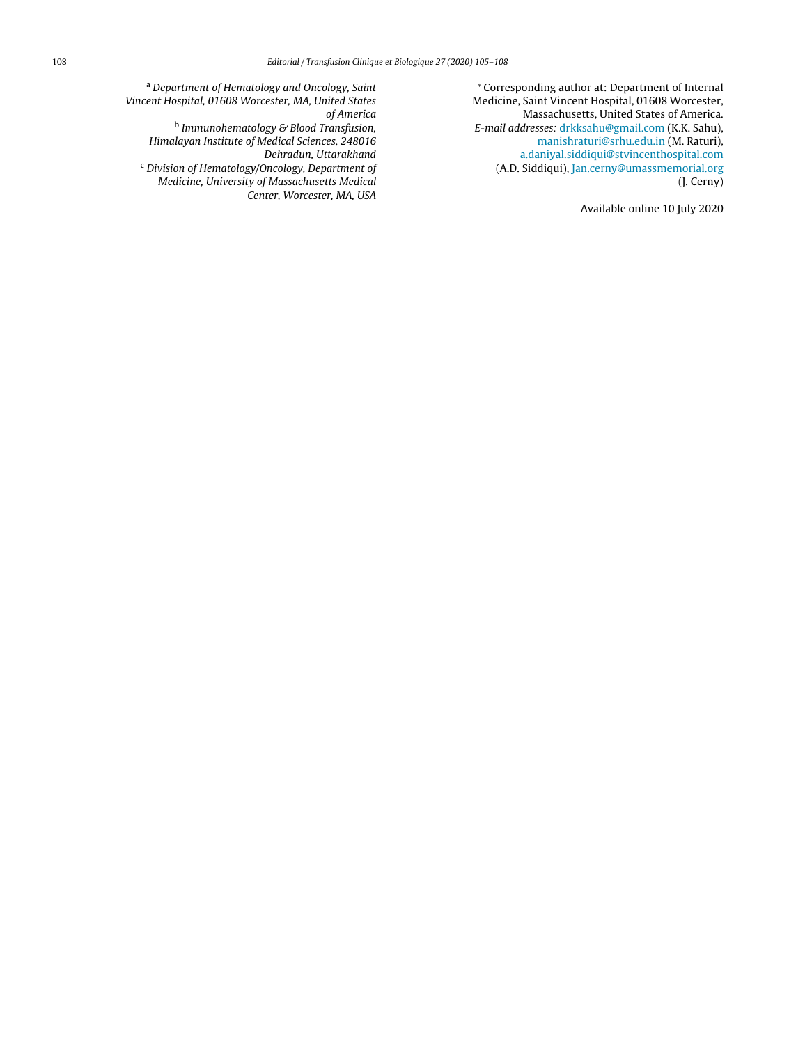[a] *Department of Hematology and Oncology, Saint Vincent Hospital, 01608 Worcester, MA, United States of America*

[b] *Immunohematology & Blood Transfusion, Himalayan Institute of Medical Sciences, 248016 Dehradun, Uttarakhand*

[c] *Division of Hematology/Oncology, Department of Medicine, University of Massachusetts Medical Center, Worcester, MA, USA*

* Corresponding author at: Department of Internal Medicine, Saint Vincent Hospital, 01608 Worcester, Massachusetts, United States of America.

*E-mail addresses:* drkksahu@gmail.com (K.K. Sahu), manishraturi@srhu.edu.in (M. Raturi), a.daniyal.siddiqui@stvincenthospital.com (A.D. Siddiqui), Jan.cerny@umassmemorial.org (J. Cerny)

Available online 10 July 2020